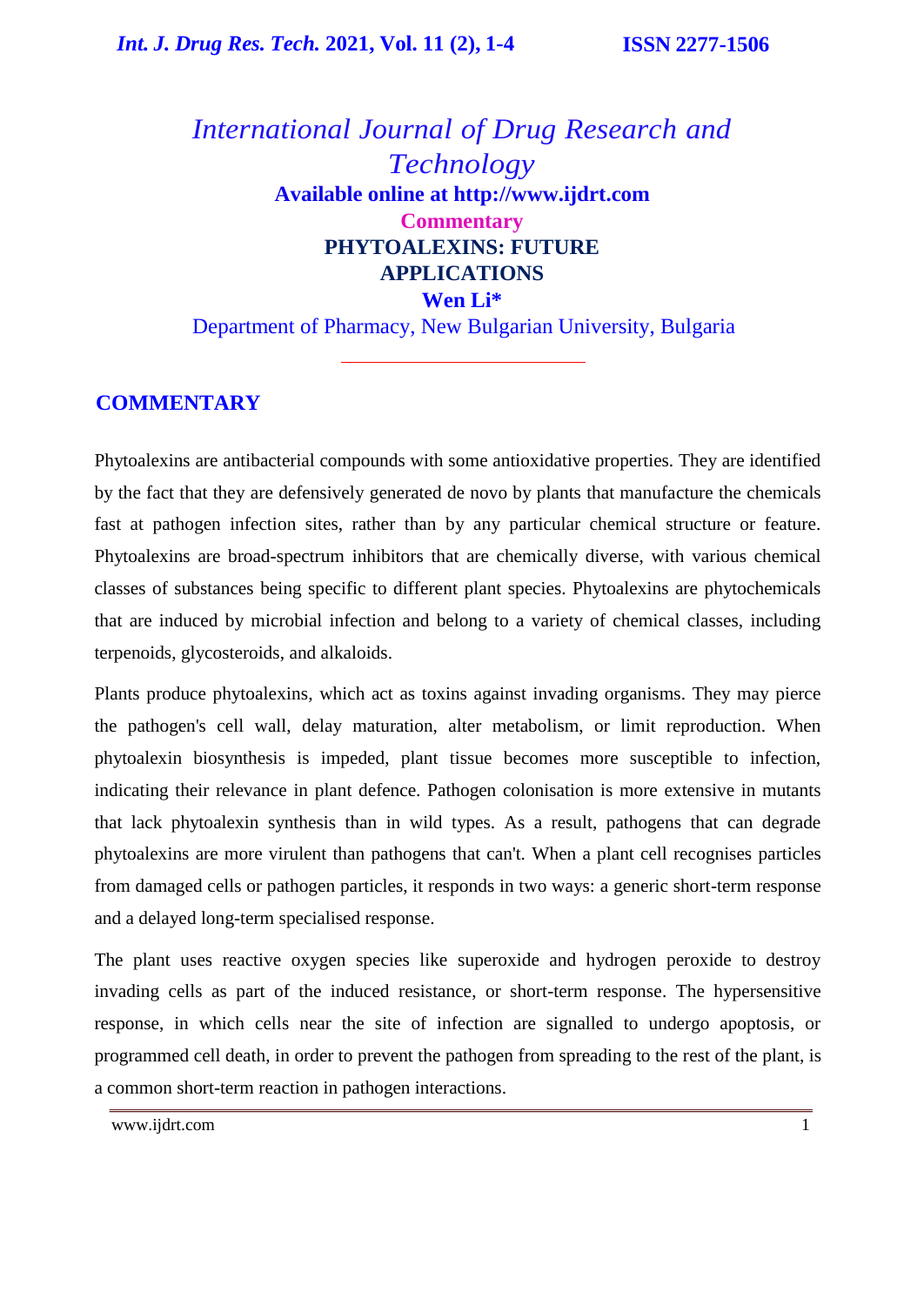# International Journal of Drug Research and Technology

**Available online at http://www.ijdrt.com**

**Commentary**

## PHYTOALEXINS: FUTURE APPLICATIONS

**Wen Li\***

Department of Pharmacy, New Bulgarian University, Bulgaria

## COMMENTARY

Phytoalexins are antibacterial compounds with some antioxidative properties. They are identified by the fact that they are defensively generated de novo by plants that manufacture the chemicals fast at pathogen infection sites, rather than by any particular chemical structure or feature. Phytoalexins are broad-spectrum inhibitors that are chemically diverse, with various chemical classes of substances being specific to different plant species. Phytoalexins are phytochemicals that are induced by microbial infection and belong to a variety of chemical classes, including terpenoids, glycosteroids, and alkaloids.

Plants produce phytoalexins, which act as toxins against invading organisms. They may pierce the pathogen's cell wall, delay maturation, alter metabolism, or limit reproduction. When phytoalexin biosynthesis is impeded, plant tissue becomes more susceptible to infection, indicating their relevance in plant defence. Pathogen colonisation is more extensive in mutants that lack phytoalexin synthesis than in wild types. As a result, pathogens that can degrade phytoalexins are more virulent than pathogens that can't. When a plant cell recognises particles from damaged cells or pathogen particles, it responds in two ways: a generic short-term response and a delayed long-term specialised response.

The plant uses reactive oxygen species like superoxide and hydrogen peroxide to destroy invading cells as part of the induced resistance, or short-term response. The hypersensitive response, in which cells near the site of infection are signalled to undergo apoptosis, or programmed cell death, in order to prevent the pathogen from spreading to the rest of the plant, is a common short-term reaction in pathogen interactions.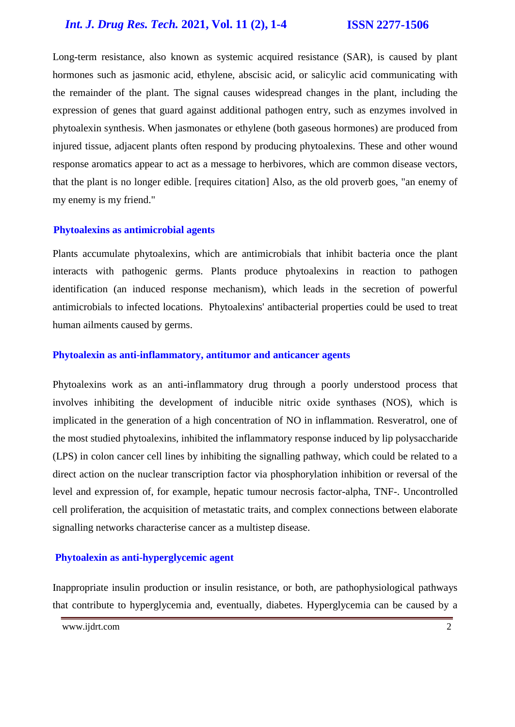Long-term resistance, also known as systemic acquired resistance (SAR), is caused by plant hormones such as jasmonic acid, ethylene, abscisic acid, or salicylic acid communicating with the remainder of the plant. The signal causes widespread changes in the plant, including the expression of genes that guard against additional pathogen entry, such as enzymes involved in phytoalexin synthesis. When jasmonates or ethylene (both gaseous hormones) are produced from injured tissue, adjacent plants often respond by producing phytoalexins. These and other wound response aromatics appear to act as a message to herbivores, which are common disease vectors, that the plant is no longer edible. [requires citation] Also, as the old proverb goes, "an enemy of my enemy is my friend."

## Phytoalexins as antimicrobial agents

Plants accumulate phytoalexins, which are antimicrobials that inhibit bacteria once the plant interacts with pathogenic germs. Plants produce phytoalexins in reaction to pathogen identification (an induced response mechanism), which leads in the secretion of powerful antimicrobials to infected locations. Phytoalexins' antibacterial properties could be used to treat human ailments caused by germs.

## Phytoalexin as anti-inflammatory, antitumor and anticancer agents

Phytoalexins work as an anti-inflammatory drug through a poorly understood process that involves inhibiting the development of inducible nitric oxide synthases (NOS), which is implicated in the generation of a high concentration of NO in inflammation. Resveratrol, one of the most studied phytoalexins, inhibited the inflammatory response induced by lip polysaccharide (LPS) in colon cancer cell lines by inhibiting the signalling pathway, which could be related to a direct action on the nuclear transcription factor via phosphorylation inhibition or reversal of the level and expression of, for example, hepatic tumour necrosis factor-alpha, TNF-. Uncontrolled cell proliferation, the acquisition of metastatic traits, and complex connections between elaborate signalling networks characterise cancer as a multistep disease.

## Phytoalexin as anti-hyperglycemic agent

Inappropriate insulin production or insulin resistance, or both, are pathophysiological pathways that contribute to hyperglycemia and, eventually, diabetes. Hyperglycemia can be caused by a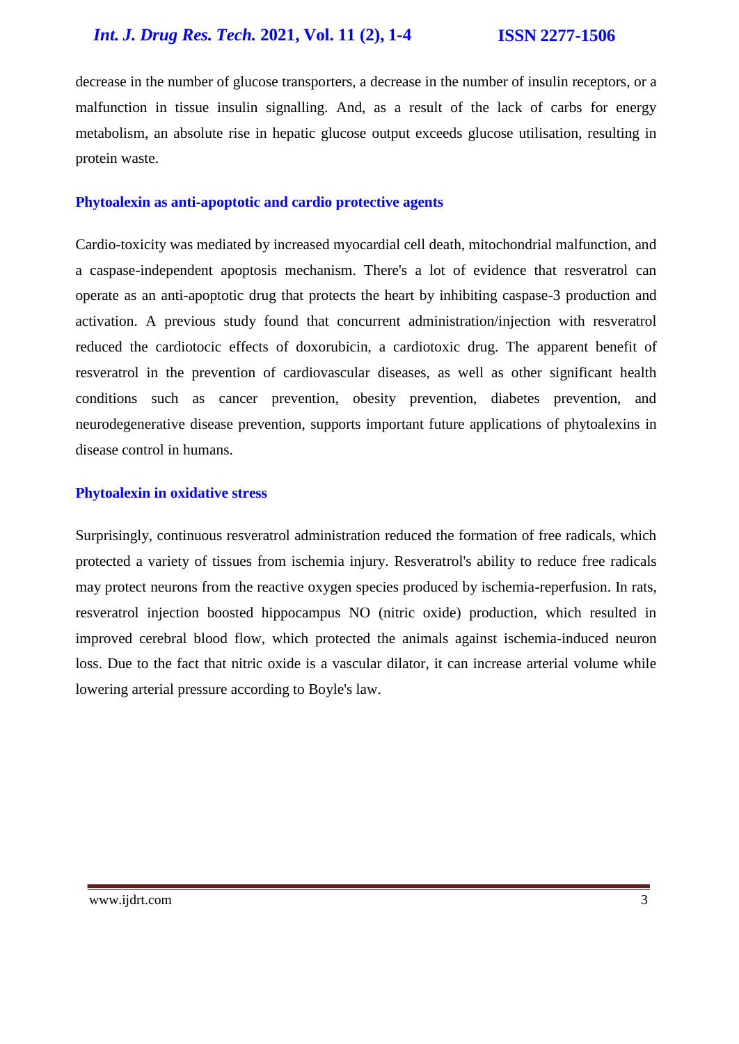decrease in the number of glucose transporters, a decrease in the number of insulin receptors, or a malfunction in tissue insulin signalling. And, as a result of the lack of carbs for energy metabolism, an absolute rise in hepatic glucose output exceeds glucose utilisation, resulting in protein waste.

## Phytoalexin as anti-apoptotic and cardio protective agents

Cardio-toxicity was mediated by increased myocardial cell death, mitochondrial malfunction, and a caspase-independent apoptosis mechanism. There's a lot of evidence that resveratrol can operate as an anti-apoptotic drug that protects the heart by inhibiting caspase-3 production and activation. A previous study found that concurrent administration/injection with resveratrol reduced the cardiotocic effects of doxorubicin, a cardiotoxic drug. The apparent benefit of resveratrol in the prevention of cardiovascular diseases, as well as other significant health conditions such as cancer prevention, obesity prevention, diabetes prevention, and neurodegenerative disease prevention, supports important future applications of phytoalexins in disease control in humans.

## Phytoalexin in oxidative stress

Surprisingly, continuous resveratrol administration reduced the formation of free radicals, which protected a variety of tissues from ischemia injury. Resveratrol's ability to reduce free radicals may protect neurons from the reactive oxygen species produced by ischemia-reperfusion. In rats, resveratrol injection boosted hippocampus NO (nitric oxide) production, which resulted in improved cerebral blood flow, which protected the animals against ischemia-induced neuron loss. Due to the fact that nitric oxide is a vascular dilator, it can increase arterial volume while lowering arterial pressure according to Boyle's law.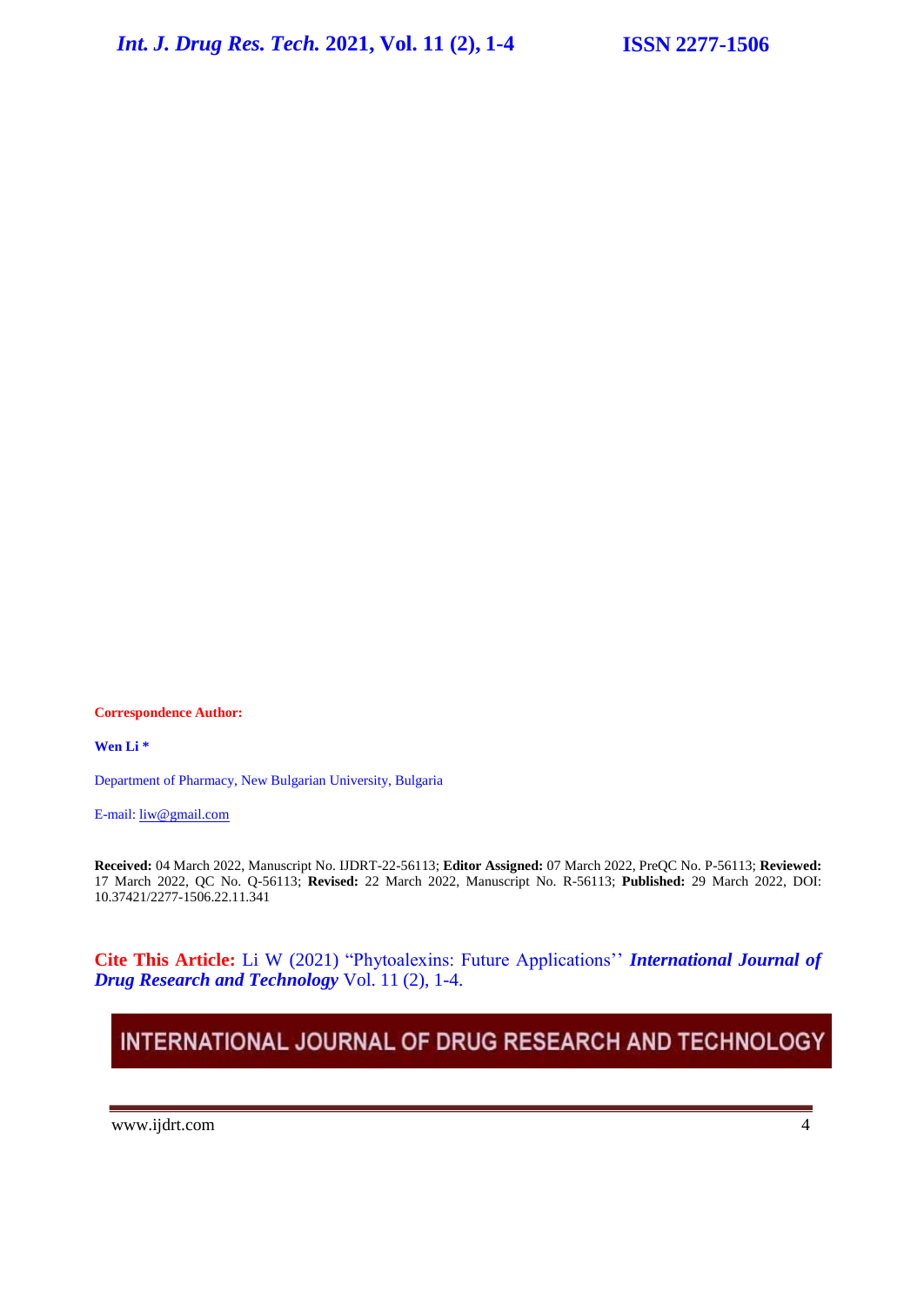**Correspondence Author:**

**Wen Li ***

Department of Pharmacy, New Bulgarian University, Bulgaria

E-mail: liw@gmail.com

**Received:** 04 March 2022, Manuscript No. IJDRT-22-56113; **Editor Assigned:** 07 March 2022, PreQC No. P-56113; **Reviewed:** 17 March 2022, QC No. Q-56113; **Revised:** 22 March 2022, Manuscript No. R-56113; **Published:** 29 March 2022, DOI: 10.37421/2277-1506.22.11.341

**Cite This Article:** Li W (2021) "Phytoalexins: Future Applications'' ***International Journal of Drug Research and Technology*** Vol. 11 (2), 1-4.

INTERNATIONAL JOURNAL OF DRUG RESEARCH AND TECHNOLOGY